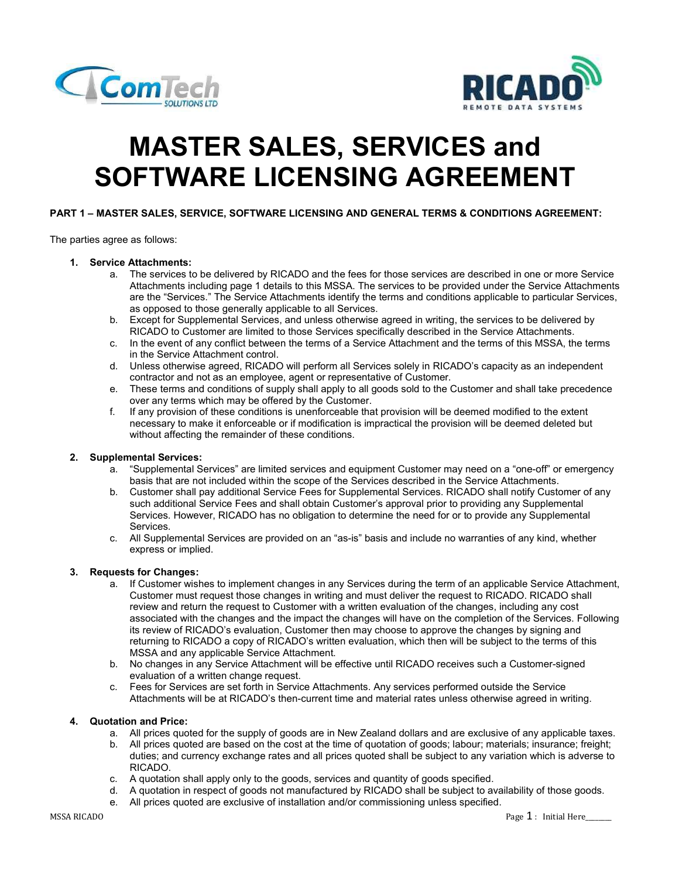# MASTER SALES, SERVICES and SOFTWARE LICENSING AGREEMENT

**PART 1 – MASTER SALES, SERVICE, SOFTWARE LICENSING AND GENERAL TERMS & CONDITIONS AGREEMENT:**

The parties agree as follows:

1. **Service Attachments:**
   a. The services to be delivered by RICADO and the fees for those services are described in one or more Service Attachments including page 1 details to this MSSA. The services to be provided under the Service Attachments are the "Services." The Service Attachments identify the terms and conditions applicable to particular Services, as opposed to those generally applicable to all Services.
   b. Except for Supplemental Services, and unless otherwise agreed in writing, the services to be delivered by RICADO to Customer are limited to those Services specifically described in the Service Attachments.
   c. In the event of any conflict between the terms of a Service Attachment and the terms of this MSSA, the terms in the Service Attachment control.
   d. Unless otherwise agreed, RICADO will perform all Services solely in RICADO's capacity as an independent contractor and not as an employee, agent or representative of Customer.
   e. These terms and conditions of supply shall apply to all goods sold to the Customer and shall take precedence over any terms which may be offered by the Customer.
   f. If any provision of these conditions is unenforceable that provision will be deemed modified to the extent necessary to make it enforceable or if modification is impractical the provision will be deemed deleted but without affecting the remainder of these conditions.

2. **Supplemental Services:**
   a. "Supplemental Services" are limited services and equipment Customer may need on a "one-off" or emergency basis that are not included within the scope of the Services described in the Service Attachments.
   b. Customer shall pay additional Service Fees for Supplemental Services. RICADO shall notify Customer of any such additional Service Fees and shall obtain Customer's approval prior to providing any Supplemental Services. However, RICADO has no obligation to determine the need for or to provide any Supplemental Services.
   c. All Supplemental Services are provided on an "as-is" basis and include no warranties of any kind, whether express or implied.

3. **Requests for Changes:**
   a. If Customer wishes to implement changes in any Services during the term of an applicable Service Attachment, Customer must request those changes in writing and must deliver the request to RICADO. RICADO shall review and return the request to Customer with a written evaluation of the changes, including any cost associated with the changes and the impact the changes will have on the completion of the Services. Following its review of RICADO's evaluation, Customer then may choose to approve the changes by signing and returning to RICADO a copy of RICADO's written evaluation, which then will be subject to the terms of this MSSA and any applicable Service Attachment.
   b. No changes in any Service Attachment will be effective until RICADO receives such a Customer-signed evaluation of a written change request.
   c. Fees for Services are set forth in Service Attachments. Any services performed outside the Service Attachments will be at RICADO's then-current time and material rates unless otherwise agreed in writing.

4. **Quotation and Price:**
   a. All prices quoted for the supply of goods are in New Zealand dollars and are exclusive of any applicable taxes.
   b. All prices quoted are based on the cost at the time of quotation of goods; labour; materials; insurance; freight; duties; and currency exchange rates and all prices quoted shall be subject to any variation which is adverse to RICADO.
   c. A quotation shall apply only to the goods, services and quantity of goods specified.
   d. A quotation in respect of goods not manufactured by RICADO shall be subject to availability of those goods.
   e. All prices quoted are exclusive of installation and/or commissioning unless specified.

Initial Here_______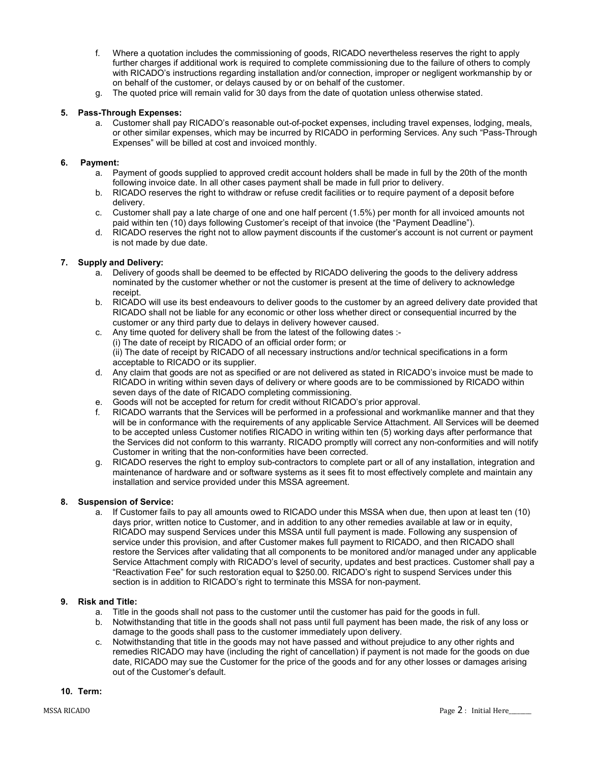f. Where a quotation includes the commissioning of goods, RICADO nevertheless reserves the right to apply further charges if additional work is required to complete commissioning due to the failure of others to comply with RICADO's instructions regarding installation and/or connection, improper or negligent workmanship by or on behalf of the customer, or delays caused by or on behalf of the customer.
g. The quoted price will remain valid for 30 days from the date of quotation unless otherwise stated.

**5. Pass-Through Expenses:**

a. Customer shall pay RICADO's reasonable out-of-pocket expenses, including travel expenses, lodging, meals, or other similar expenses, which may be incurred by RICADO in performing Services. Any such "Pass-Through Expenses" will be billed at cost and invoiced monthly.

**6. Payment:**

a. Payment of goods supplied to approved credit account holders shall be made in full by the 20th of the month following invoice date. In all other cases payment shall be made in full prior to delivery.
b. RICADO reserves the right to withdraw or refuse credit facilities or to require payment of a deposit before delivery.
c. Customer shall pay a late charge of one and one half percent (1.5%) per month for all invoiced amounts not paid within ten (10) days following Customer's receipt of that invoice (the "Payment Deadline").
d. RICADO reserves the right not to allow payment discounts if the customer's account is not current or payment is not made by due date.

**7. Supply and Delivery:**

a. Delivery of goods shall be deemed to be effected by RICADO delivering the goods to the delivery address nominated by the customer whether or not the customer is present at the time of delivery to acknowledge receipt.
b. RICADO will use its best endeavours to deliver goods to the customer by an agreed delivery date provided that RICADO shall not be liable for any economic or other loss whether direct or consequential incurred by the customer or any third party due to delays in delivery however caused.
c. Any time quoted for delivery shall be from the latest of the following dates :-
(i) The date of receipt by RICADO of an official order form; or
(ii) The date of receipt by RICADO of all necessary instructions and/or technical specifications in a form acceptable to RICADO or its supplier.
d. Any claim that goods are not as specified or are not delivered as stated in RICADO's invoice must be made to RICADO in writing within seven days of delivery or where goods are to be commissioned by RICADO within seven days of the date of RICADO completing commissioning.
e. Goods will not be accepted for return for credit without RICADO's prior approval.
f. RICADO warrants that the Services will be performed in a professional and workmanlike manner and that they will be in conformance with the requirements of any applicable Service Attachment. All Services will be deemed to be accepted unless Customer notifies RICADO in writing within ten (5) working days after performance that the Services did not conform to this warranty. RICADO promptly will correct any non-conformities and will notify Customer in writing that the non-conformities have been corrected.
g. RICADO reserves the right to employ sub-contractors to complete part or all of any installation, integration and maintenance of hardware and or software systems as it sees fit to most effectively complete and maintain any installation and service provided under this MSSA agreement.

**8. Suspension of Service:**

a. If Customer fails to pay all amounts owed to RICADO under this MSSA when due, then upon at least ten (10) days prior, written notice to Customer, and in addition to any other remedies available at law or in equity, RICADO may suspend Services under this MSSA until full payment is made. Following any suspension of service under this provision, and after Customer makes full payment to RICADO, and then RICADO shall restore the Services after validating that all components to be monitored and/or managed under any applicable Service Attachment comply with RICADO's level of security, updates and best practices. Customer shall pay a "Reactivation Fee" for such restoration equal to $250.00. RICADO's right to suspend Services under this section is in addition to RICADO's right to terminate this MSSA for non-payment.

**9. Risk and Title:**

a. Title in the goods shall not pass to the customer until the customer has paid for the goods in full.
b. Notwithstanding that title in the goods shall not pass until full payment has been made, the risk of any loss or damage to the goods shall pass to the customer immediately upon delivery.
c. Notwithstanding that title in the goods may not have passed and without prejudice to any other rights and remedies RICADO may have (including the right of cancellation) if payment is not made for the goods on due date, RICADO may sue the Customer for the price of the goods and for any other losses or damages arising out of the Customer's default.

**10. Term:**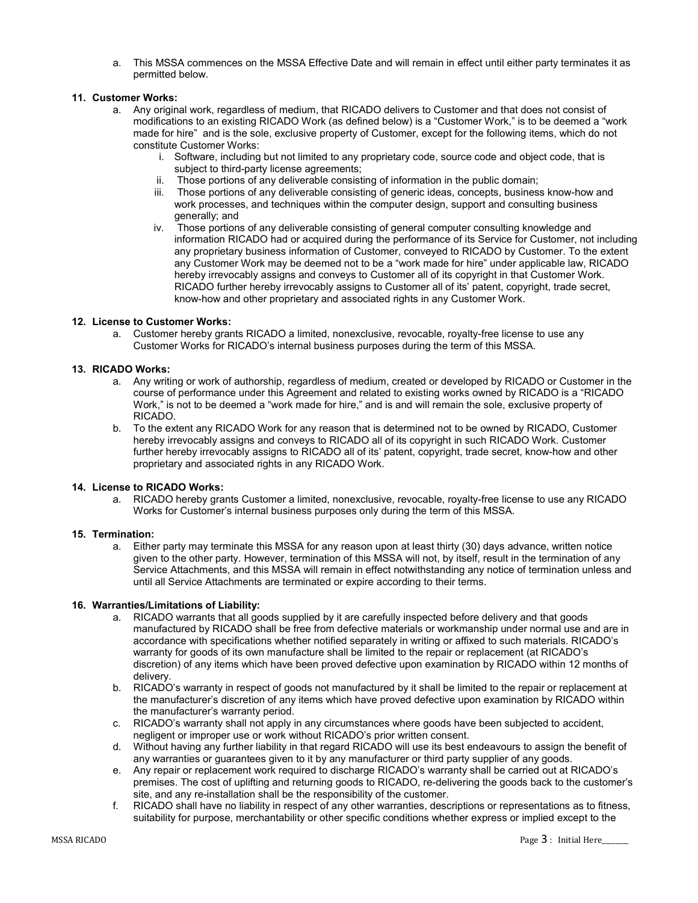a. This MSSA commences on the MSSA Effective Date and will remain in effect until either party terminates it as permitted below.

**11. Customer Works:**

a. Any original work, regardless of medium, that RICADO delivers to Customer and that does not consist of modifications to an existing RICADO Work (as defined below) is a "Customer Work," is to be deemed a "work made for hire" and is the sole, exclusive property of Customer, except for the following items, which do not constitute Customer Works:

i. Software, including but not limited to any proprietary code, source code and object code, that is subject to third-party license agreements;

ii. Those portions of any deliverable consisting of information in the public domain;

iii. Those portions of any deliverable consisting of generic ideas, concepts, business know-how and work processes, and techniques within the computer design, support and consulting business generally; and

iv. Those portions of any deliverable consisting of general computer consulting knowledge and information RICADO had or acquired during the performance of its Service for Customer, not including any proprietary business information of Customer, conveyed to RICADO by Customer. To the extent any Customer Work may be deemed not to be a "work made for hire" under applicable law, RICADO hereby irrevocably assigns and conveys to Customer all of its copyright in that Customer Work. RICADO further hereby irrevocably assigns to Customer all of its' patent, copyright, trade secret, know-how and other proprietary and associated rights in any Customer Work.

**12. License to Customer Works:**

a. Customer hereby grants RICADO a limited, nonexclusive, revocable, royalty-free license to use any Customer Works for RICADO's internal business purposes during the term of this MSSA.

**13. RICADO Works:**

a. Any writing or work of authorship, regardless of medium, created or developed by RICADO or Customer in the course of performance under this Agreement and related to existing works owned by RICADO is a "RICADO Work," is not to be deemed a "work made for hire," and is and will remain the sole, exclusive property of RICADO.

b. To the extent any RICADO Work for any reason that is determined not to be owned by RICADO, Customer hereby irrevocably assigns and conveys to RICADO all of its copyright in such RICADO Work. Customer further hereby irrevocably assigns to RICADO all of its' patent, copyright, trade secret, know-how and other proprietary and associated rights in any RICADO Work.

**14. License to RICADO Works:**

a. RICADO hereby grants Customer a limited, nonexclusive, revocable, royalty-free license to use any RICADO Works for Customer's internal business purposes only during the term of this MSSA.

**15. Termination:**

a. Either party may terminate this MSSA for any reason upon at least thirty (30) days advance, written notice given to the other party. However, termination of this MSSA will not, by itself, result in the termination of any Service Attachments, and this MSSA will remain in effect notwithstanding any notice of termination unless and until all Service Attachments are terminated or expire according to their terms.

**16. Warranties/Limitations of Liability:**

a. RICADO warrants that all goods supplied by it are carefully inspected before delivery and that goods manufactured by RICADO shall be free from defective materials or workmanship under normal use and are in accordance with specifications whether notified separately in writing or affixed to such materials. RICADO's warranty for goods of its own manufacture shall be limited to the repair or replacement (at RICADO's discretion) of any items which have been proved defective upon examination by RICADO within 12 months of delivery.

b. RICADO's warranty in respect of goods not manufactured by it shall be limited to the repair or replacement at the manufacturer's discretion of any items which have proved defective upon examination by RICADO within the manufacturer's warranty period.

c. RICADO's warranty shall not apply in any circumstances where goods have been subjected to accident, negligent or improper use or work without RICADO's prior written consent.

d. Without having any further liability in that regard RICADO will use its best endeavours to assign the benefit of any warranties or guarantees given to it by any manufacturer or third party supplier of any goods.

e. Any repair or replacement work required to discharge RICADO's warranty shall be carried out at RICADO's premises. The cost of uplifting and returning goods to RICADO, re-delivering the goods back to the customer's site, and any re-installation shall be the responsibility of the customer.

f. RICADO shall have no liability in respect of any other warranties, descriptions or representations as to fitness, suitability for purpose, merchantability or other specific conditions whether express or implied except to the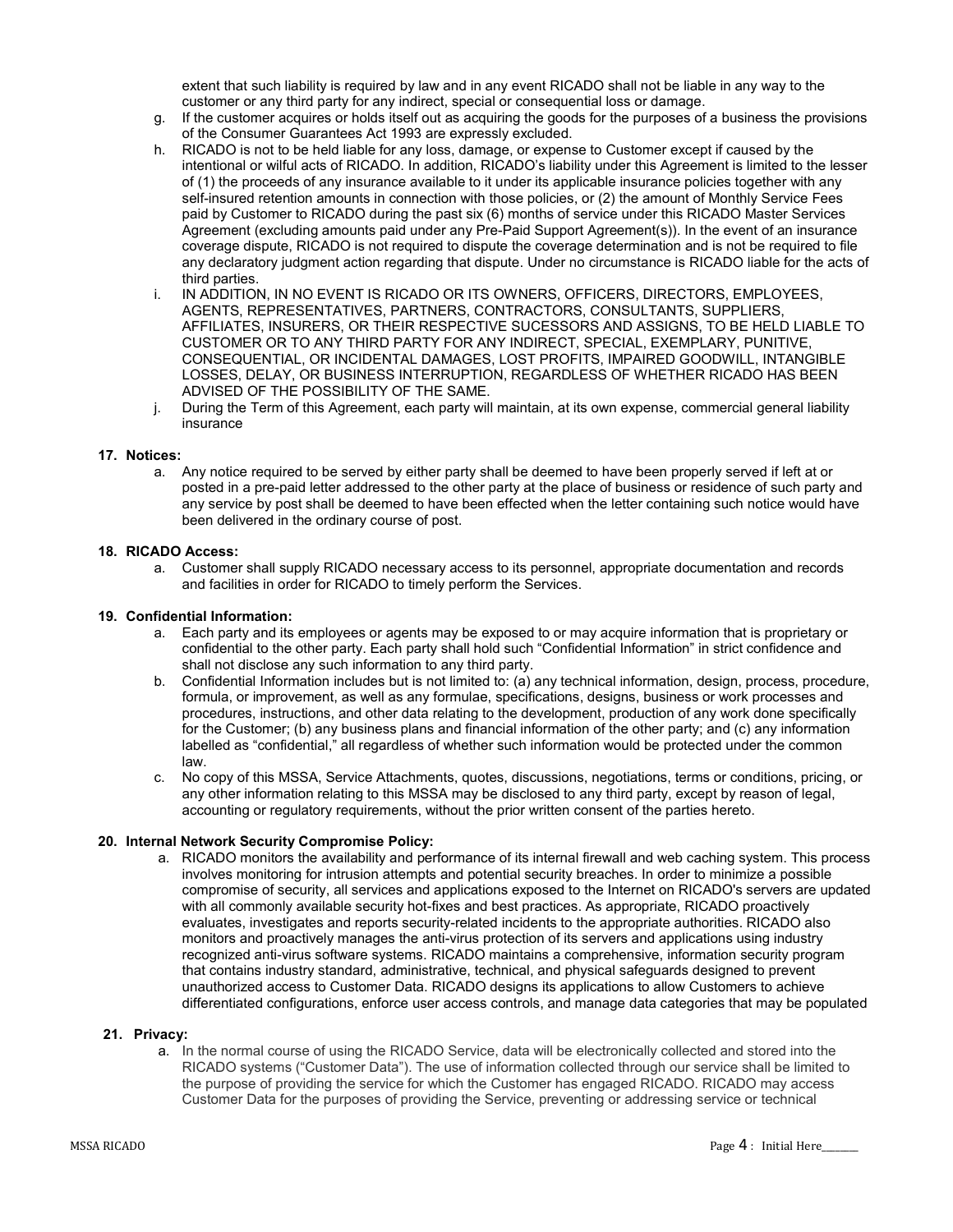extent that such liability is required by law and in any event RICADO shall not be liable in any way to the customer or any third party for any indirect, special or consequential loss or damage.

g. If the customer acquires or holds itself out as acquiring the goods for the purposes of a business the provisions of the Consumer Guarantees Act 1993 are expressly excluded.

h. RICADO is not to be held liable for any loss, damage, or expense to Customer except if caused by the intentional or wilful acts of RICADO. In addition, RICADO's liability under this Agreement is limited to the lesser of (1) the proceeds of any insurance available to it under its applicable insurance policies together with any self-insured retention amounts in connection with those policies, or (2) the amount of Monthly Service Fees paid by Customer to RICADO during the past six (6) months of service under this RICADO Master Services Agreement (excluding amounts paid under any Pre-Paid Support Agreement(s)). In the event of an insurance coverage dispute, RICADO is not required to dispute the coverage determination and is not be required to file any declaratory judgment action regarding that dispute. Under no circumstance is RICADO liable for the acts of third parties.

i. IN ADDITION, IN NO EVENT IS RICADO OR ITS OWNERS, OFFICERS, DIRECTORS, EMPLOYEES, AGENTS, REPRESENTATIVES, PARTNERS, CONTRACTORS, CONSULTANTS, SUPPLIERS, AFFILIATES, INSURERS, OR THEIR RESPECTIVE SUCESSORS AND ASSIGNS, TO BE HELD LIABLE TO CUSTOMER OR TO ANY THIRD PARTY FOR ANY INDIRECT, SPECIAL, EXEMPLARY, PUNITIVE, CONSEQUENTIAL, OR INCIDENTAL DAMAGES, LOST PROFITS, IMPAIRED GOODWILL, INTANGIBLE LOSSES, DELAY, OR BUSINESS INTERRUPTION, REGARDLESS OF WHETHER RICADO HAS BEEN ADVISED OF THE POSSIBILITY OF THE SAME.

j. During the Term of this Agreement, each party will maintain, at its own expense, commercial general liability insurance

**17. Notices:**

a. Any notice required to be served by either party shall be deemed to have been properly served if left at or posted in a pre-paid letter addressed to the other party at the place of business or residence of such party and any service by post shall be deemed to have been effected when the letter containing such notice would have been delivered in the ordinary course of post.

**18. RICADO Access:**

a. Customer shall supply RICADO necessary access to its personnel, appropriate documentation and records and facilities in order for RICADO to timely perform the Services.

**19. Confidential Information:**

a. Each party and its employees or agents may be exposed to or may acquire information that is proprietary or confidential to the other party. Each party shall hold such "Confidential Information" in strict confidence and shall not disclose any such information to any third party.

b. Confidential Information includes but is not limited to: (a) any technical information, design, process, procedure, formula, or improvement, as well as any formulae, specifications, designs, business or work processes and procedures, instructions, and other data relating to the development, production of any work done specifically for the Customer; (b) any business plans and financial information of the other party; and (c) any information labelled as "confidential," all regardless of whether such information would be protected under the common law.

c. No copy of this MSSA, Service Attachments, quotes, discussions, negotiations, terms or conditions, pricing, or any other information relating to this MSSA may be disclosed to any third party, except by reason of legal, accounting or regulatory requirements, without the prior written consent of the parties hereto.

**20. Internal Network Security Compromise Policy:**

a. RICADO monitors the availability and performance of its internal firewall and web caching system. This process involves monitoring for intrusion attempts and potential security breaches. In order to minimize a possible compromise of security, all services and applications exposed to the Internet on RICADO's servers are updated with all commonly available security hot-fixes and best practices. As appropriate, RICADO proactively evaluates, investigates and reports security-related incidents to the appropriate authorities. RICADO also monitors and proactively manages the anti-virus protection of its servers and applications using industry recognized anti-virus software systems. RICADO maintains a comprehensive, information security program that contains industry standard, administrative, technical, and physical safeguards designed to prevent unauthorized access to Customer Data. RICADO designs its applications to allow Customers to achieve differentiated configurations, enforce user access controls, and manage data categories that may be populated

**21. Privacy:**

a. In the normal course of using the RICADO Service, data will be electronically collected and stored into the RICADO systems ("Customer Data"). The use of information collected through our service shall be limited to the purpose of providing the service for which the Customer has engaged RICADO. RICADO may access Customer Data for the purposes of providing the Service, preventing or addressing service or technical

Initial Here_______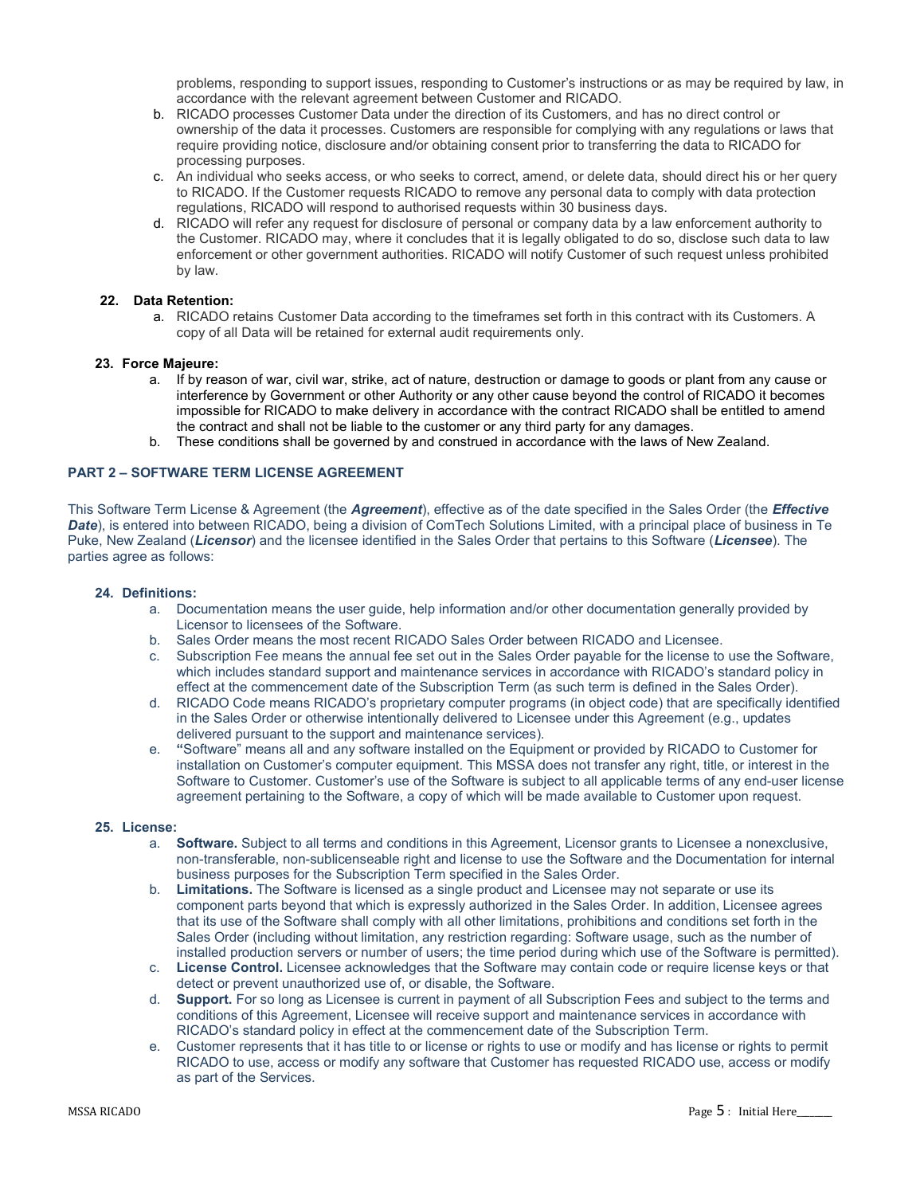problems, responding to support issues, responding to Customer's instructions or as may be required by law, in accordance with the relevant agreement between Customer and RICADO.

b. RICADO processes Customer Data under the direction of its Customers, and has no direct control or ownership of the data it processes. Customers are responsible for complying with any regulations or laws that require providing notice, disclosure and/or obtaining consent prior to transferring the data to RICADO for processing purposes.

c. An individual who seeks access, or who seeks to correct, amend, or delete data, should direct his or her query to RICADO. If the Customer requests RICADO to remove any personal data to comply with data protection regulations, RICADO will respond to authorised requests within 30 business days.

d. RICADO will refer any request for disclosure of personal or company data by a law enforcement authority to the Customer. RICADO may, where it concludes that it is legally obligated to do so, disclose such data to law enforcement or other government authorities. RICADO will notify Customer of such request unless prohibited by law.

**22. Data Retention:**

a. RICADO retains Customer Data according to the timeframes set forth in this contract with its Customers. A copy of all Data will be retained for external audit requirements only.

**23. Force Majeure:**

a. If by reason of war, civil war, strike, act of nature, destruction or damage to goods or plant from any cause or interference by Government or other Authority or any other cause beyond the control of RICADO it becomes impossible for RICADO to make delivery in accordance with the contract RICADO shall be entitled to amend the contract and shall not be liable to the customer or any third party for any damages.

b. These conditions shall be governed by and construed in accordance with the laws of New Zealand.

## PART 2 – SOFTWARE TERM LICENSE AGREEMENT

This Software Term License & Agreement (the ***Agreement***), effective as of the date specified in the Sales Order (the ***Effective Date***), is entered into between RICADO, being a division of ComTech Solutions Limited, with a principal place of business in Te Puke, New Zealand (***Licensor***) and the licensee identified in the Sales Order that pertains to this Software (***Licensee***). The parties agree as follows:

**24. Definitions:**

a. Documentation means the user guide, help information and/or other documentation generally provided by Licensor to licensees of the Software.

b. Sales Order means the most recent RICADO Sales Order between RICADO and Licensee.

c. Subscription Fee means the annual fee set out in the Sales Order payable for the license to use the Software, which includes standard support and maintenance services in accordance with RICADO's standard policy in effect at the commencement date of the Subscription Term (as such term is defined in the Sales Order).

d. RICADO Code means RICADO's proprietary computer programs (in object code) that are specifically identified in the Sales Order or otherwise intentionally delivered to Licensee under this Agreement (e.g., updates delivered pursuant to the support and maintenance services).

e. "Software" means all and any software installed on the Equipment or provided by RICADO to Customer for installation on Customer's computer equipment. This MSSA does not transfer any right, title, or interest in the Software to Customer. Customer's use of the Software is subject to all applicable terms of any end-user license agreement pertaining to the Software, a copy of which will be made available to Customer upon request.

**25. License:**

a. **Software.** Subject to all terms and conditions in this Agreement, Licensor grants to Licensee a nonexclusive, non-transferable, non-sublicenseable right and license to use the Software and the Documentation for internal business purposes for the Subscription Term specified in the Sales Order.

b. **Limitations.** The Software is licensed as a single product and Licensee may not separate or use its component parts beyond that which is expressly authorized in the Sales Order. In addition, Licensee agrees that its use of the Software shall comply with all other limitations, prohibitions and conditions set forth in the Sales Order (including without limitation, any restriction regarding: Software usage, such as the number of installed production servers or number of users; the time period during which use of the Software is permitted).

c. **License Control.** Licensee acknowledges that the Software may contain code or require license keys or that detect or prevent unauthorized use of, or disable, the Software.

d. **Support.** For so long as Licensee is current in payment of all Subscription Fees and subject to the terms and conditions of this Agreement, Licensee will receive support and maintenance services in accordance with RICADO's standard policy in effect at the commencement date of the Subscription Term.

e. Customer represents that it has title to or license or rights to use or modify and has license or rights to permit RICADO to use, access or modify any software that Customer has requested RICADO use, access or modify as part of the Services.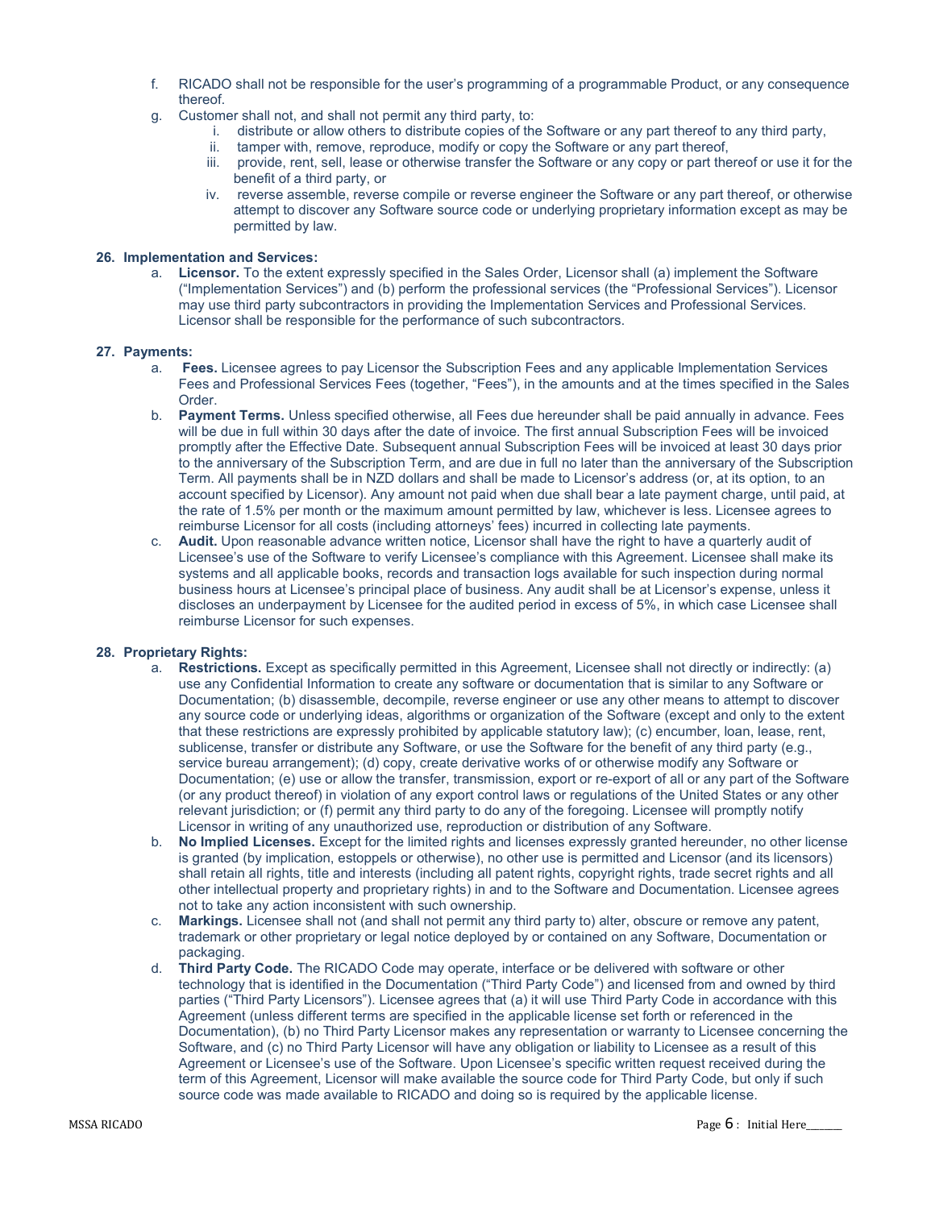f. RICADO shall not be responsible for the user's programming of a programmable Product, or any consequence thereof.

g. Customer shall not, and shall not permit any third party, to:
   i. distribute or allow others to distribute copies of the Software or any part thereof to any third party,
   ii. tamper with, remove, reproduce, modify or copy the Software or any part thereof,
   iii. provide, rent, sell, lease or otherwise transfer the Software or any copy or part thereof or use it for the benefit of a third party, or
   iv. reverse assemble, reverse compile or reverse engineer the Software or any part thereof, or otherwise attempt to discover any Software source code or underlying proprietary information except as may be permitted by law.

**26. Implementation and Services:**

a. **Licensor.** To the extent expressly specified in the Sales Order, Licensor shall (a) implement the Software ("Implementation Services") and (b) perform the professional services (the "Professional Services"). Licensor may use third party subcontractors in providing the Implementation Services and Professional Services. Licensor shall be responsible for the performance of such subcontractors.

**27. Payments:**

a. **Fees.** Licensee agrees to pay Licensor the Subscription Fees and any applicable Implementation Services Fees and Professional Services Fees (together, "Fees"), in the amounts and at the times specified in the Sales Order.

b. **Payment Terms.** Unless specified otherwise, all Fees due hereunder shall be paid annually in advance. Fees will be due in full within 30 days after the date of invoice. The first annual Subscription Fees will be invoiced promptly after the Effective Date. Subsequent annual Subscription Fees will be invoiced at least 30 days prior to the anniversary of the Subscription Term, and are due in full no later than the anniversary of the Subscription Term. All payments shall be in NZD dollars and shall be made to Licensor's address (or, at its option, to an account specified by Licensor). Any amount not paid when due shall bear a late payment charge, until paid, at the rate of 1.5% per month or the maximum amount permitted by law, whichever is less. Licensee agrees to reimburse Licensor for all costs (including attorneys' fees) incurred in collecting late payments.

c. **Audit.** Upon reasonable advance written notice, Licensor shall have the right to have a quarterly audit of Licensee's use of the Software to verify Licensee's compliance with this Agreement. Licensee shall make its systems and all applicable books, records and transaction logs available for such inspection during normal business hours at Licensee's principal place of business. Any audit shall be at Licensor's expense, unless it discloses an underpayment by Licensee for the audited period in excess of 5%, in which case Licensee shall reimburse Licensor for such expenses.

**28. Proprietary Rights:**

a. **Restrictions.** Except as specifically permitted in this Agreement, Licensee shall not directly or indirectly: (a) use any Confidential Information to create any software or documentation that is similar to any Software or Documentation; (b) disassemble, decompile, reverse engineer or use any other means to attempt to discover any source code or underlying ideas, algorithms or organization of the Software (except and only to the extent that these restrictions are expressly prohibited by applicable statutory law); (c) encumber, loan, lease, rent, sublicense, transfer or distribute any Software, or use the Software for the benefit of any third party (e.g., service bureau arrangement); (d) copy, create derivative works of or otherwise modify any Software or Documentation; (e) use or allow the transfer, transmission, export or re-export of all or any part of the Software (or any product thereof) in violation of any export control laws or regulations of the United States or any other relevant jurisdiction; or (f) permit any third party to do any of the foregoing. Licensee will promptly notify Licensor in writing of any unauthorized use, reproduction or distribution of any Software.

b. **No Implied Licenses.** Except for the limited rights and licenses expressly granted hereunder, no other license is granted (by implication, estoppels or otherwise), no other use is permitted and Licensor (and its licensors) shall retain all rights, title and interests (including all patent rights, copyright rights, trade secret rights and all other intellectual property and proprietary rights) in and to the Software and Documentation. Licensee agrees not to take any action inconsistent with such ownership.

c. **Markings.** Licensee shall not (and shall not permit any third party to) alter, obscure or remove any patent, trademark or other proprietary or legal notice deployed by or contained on any Software, Documentation or packaging.

d. **Third Party Code.** The RICADO Code may operate, interface or be delivered with software or other technology that is identified in the Documentation ("Third Party Code") and licensed from and owned by third parties ("Third Party Licensors"). Licensee agrees that (a) it will use Third Party Code in accordance with this Agreement (unless different terms are specified in the applicable license set forth or referenced in the Documentation), (b) no Third Party Licensor makes any representation or warranty to Licensee concerning the Software, and (c) no Third Party Licensor will have any obligation or liability to Licensee as a result of this Agreement or Licensee's use of the Software. Upon Licensee's specific written request received during the term of this Agreement, Licensor will make available the source code for Third Party Code, but only if such source code was made available to RICADO and doing so is required by the applicable license.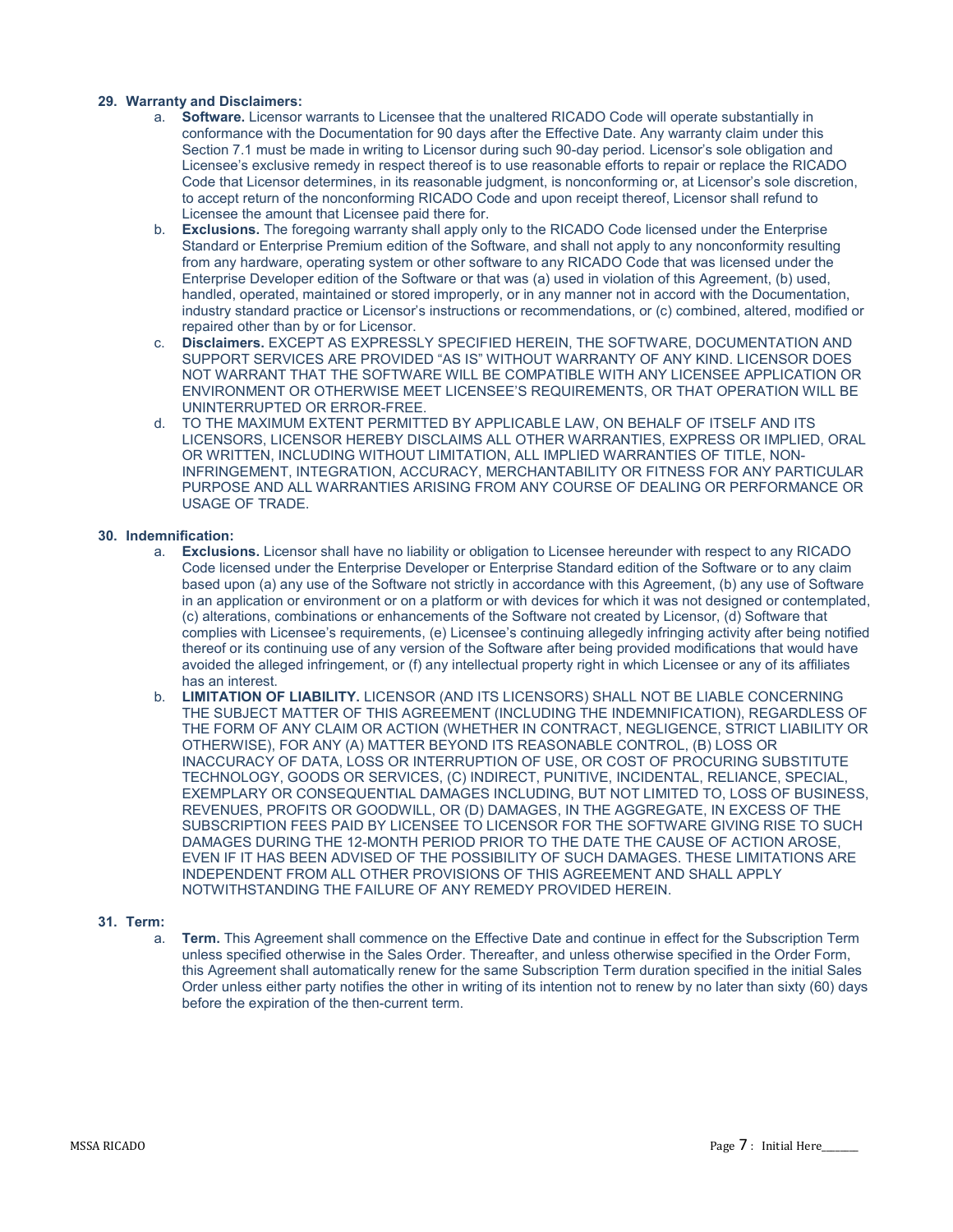**29. Warranty and Disclaimers:**

a. **Software.** Licensor warrants to Licensee that the unaltered RICADO Code will operate substantially in conformance with the Documentation for 90 days after the Effective Date. Any warranty claim under this Section 7.1 must be made in writing to Licensor during such 90-day period. Licensor's sole obligation and Licensee's exclusive remedy in respect thereof is to use reasonable efforts to repair or replace the RICADO Code that Licensor determines, in its reasonable judgment, is nonconforming or, at Licensor's sole discretion, to accept return of the nonconforming RICADO Code and upon receipt thereof, Licensor shall refund to Licensee the amount that Licensee paid there for.

b. **Exclusions.** The foregoing warranty shall apply only to the RICADO Code licensed under the Enterprise Standard or Enterprise Premium edition of the Software, and shall not apply to any nonconformity resulting from any hardware, operating system or other software to any RICADO Code that was licensed under the Enterprise Developer edition of the Software or that was (a) used in violation of this Agreement, (b) used, handled, operated, maintained or stored improperly, or in any manner not in accord with the Documentation, industry standard practice or Licensor's instructions or recommendations, or (c) combined, altered, modified or repaired other than by or for Licensor.

c. **Disclaimers.** EXCEPT AS EXPRESSLY SPECIFIED HEREIN, THE SOFTWARE, DOCUMENTATION AND SUPPORT SERVICES ARE PROVIDED "AS IS" WITHOUT WARRANTY OF ANY KIND. LICENSOR DOES NOT WARRANT THAT THE SOFTWARE WILL BE COMPATIBLE WITH ANY LICENSEE APPLICATION OR ENVIRONMENT OR OTHERWISE MEET LICENSEE'S REQUIREMENTS, OR THAT OPERATION WILL BE UNINTERRUPTED OR ERROR-FREE.

d. TO THE MAXIMUM EXTENT PERMITTED BY APPLICABLE LAW, ON BEHALF OF ITSELF AND ITS LICENSORS, LICENSOR HEREBY DISCLAIMS ALL OTHER WARRANTIES, EXPRESS OR IMPLIED, ORAL OR WRITTEN, INCLUDING WITHOUT LIMITATION, ALL IMPLIED WARRANTIES OF TITLE, NON-INFRINGEMENT, INTEGRATION, ACCURACY, MERCHANTABILITY OR FITNESS FOR ANY PARTICULAR PURPOSE AND ALL WARRANTIES ARISING FROM ANY COURSE OF DEALING OR PERFORMANCE OR USAGE OF TRADE.

**30. Indemnification:**

a. **Exclusions.** Licensor shall have no liability or obligation to Licensee hereunder with respect to any RICADO Code licensed under the Enterprise Developer or Enterprise Standard edition of the Software or to any claim based upon (a) any use of the Software not strictly in accordance with this Agreement, (b) any use of Software in an application or environment or on a platform or with devices for which it was not designed or contemplated, (c) alterations, combinations or enhancements of the Software not created by Licensor, (d) Software that complies with Licensee's requirements, (e) Licensee's continuing allegedly infringing activity after being notified thereof or its continuing use of any version of the Software after being provided modifications that would have avoided the alleged infringement, or (f) any intellectual property right in which Licensee or any of its affiliates has an interest.

b. **LIMITATION OF LIABILITY.** LICENSOR (AND ITS LICENSORS) SHALL NOT BE LIABLE CONCERNING THE SUBJECT MATTER OF THIS AGREEMENT (INCLUDING THE INDEMNIFICATION), REGARDLESS OF THE FORM OF ANY CLAIM OR ACTION (WHETHER IN CONTRACT, NEGLIGENCE, STRICT LIABILITY OR OTHERWISE), FOR ANY (A) MATTER BEYOND ITS REASONABLE CONTROL, (B) LOSS OR INACCURACY OF DATA, LOSS OR INTERRUPTION OF USE, OR COST OF PROCURING SUBSTITUTE TECHNOLOGY, GOODS OR SERVICES, (C) INDIRECT, PUNITIVE, INCIDENTAL, RELIANCE, SPECIAL, EXEMPLARY OR CONSEQUENTIAL DAMAGES INCLUDING, BUT NOT LIMITED TO, LOSS OF BUSINESS, REVENUES, PROFITS OR GOODWILL, OR (D) DAMAGES, IN THE AGGREGATE, IN EXCESS OF THE SUBSCRIPTION FEES PAID BY LICENSEE TO LICENSOR FOR THE SOFTWARE GIVING RISE TO SUCH DAMAGES DURING THE 12-MONTH PERIOD PRIOR TO THE DATE THE CAUSE OF ACTION AROSE, EVEN IF IT HAS BEEN ADVISED OF THE POSSIBILITY OF SUCH DAMAGES. THESE LIMITATIONS ARE INDEPENDENT FROM ALL OTHER PROVISIONS OF THIS AGREEMENT AND SHALL APPLY NOTWITHSTANDING THE FAILURE OF ANY REMEDY PROVIDED HEREIN.

**31. Term:**

a. **Term.** This Agreement shall commence on the Effective Date and continue in effect for the Subscription Term unless specified otherwise in the Sales Order. Thereafter, and unless otherwise specified in the Order Form, this Agreement shall automatically renew for the same Subscription Term duration specified in the initial Sales Order unless either party notifies the other in writing of its intention not to renew by no later than sixty (60) days before the expiration of the then-current term.

Initial Here_______